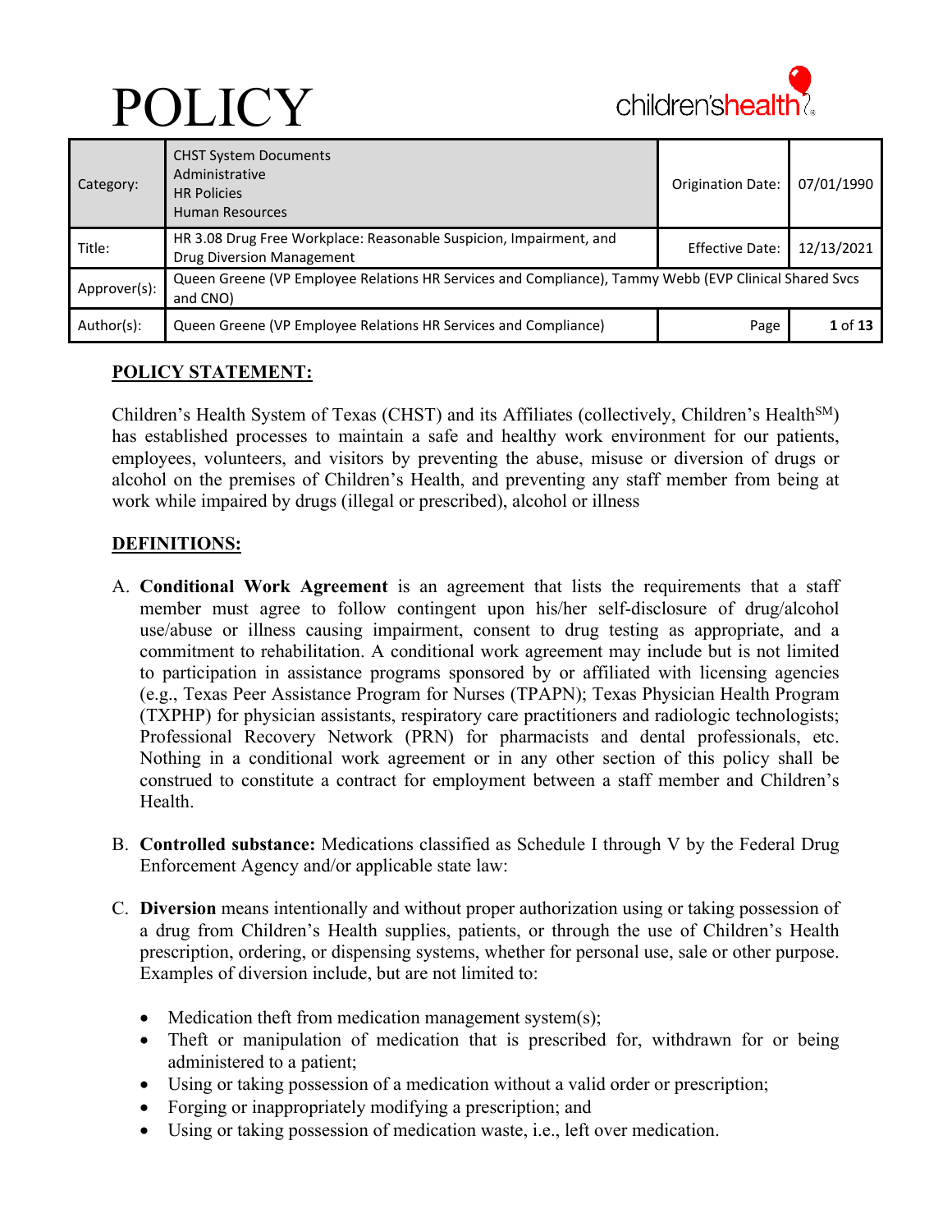# POLICY

| | | | |
|---|---|---|---|
| Category: | CHST System Documents<br>Administrative<br>HR Policies<br>Human Resources | Origination Date: | 07/01/1990 |
| Title: | HR 3.08 Drug Free Workplace: Reasonable Suspicion, Impairment, and Drug Diversion Management | Effective Date: | 12/13/2021 |
| Approver(s): | Queen Greene (VP Employee Relations HR Services and Compliance), Tammy Webb (EVP Clinical Shared Svcs and CNO) | | |
| Author(s): | Queen Greene (VP Employee Relations HR Services and Compliance) | Page | **1** of **13** |

## POLICY STATEMENT:

Children's Health System of Texas (CHST) and its Affiliates (collectively, Children's Health[SM]) has established processes to maintain a safe and healthy work environment for our patients, employees, volunteers, and visitors by preventing the abuse, misuse or diversion of drugs or alcohol on the premises of Children's Health, and preventing any staff member from being at work while impaired by drugs (illegal or prescribed), alcohol or illness

## DEFINITIONS:

A. **Conditional Work Agreement** is an agreement that lists the requirements that a staff member must agree to follow contingent upon his/her self-disclosure of drug/alcohol use/abuse or illness causing impairment, consent to drug testing as appropriate, and a commitment to rehabilitation. A conditional work agreement may include but is not limited to participation in assistance programs sponsored by or affiliated with licensing agencies (e.g., Texas Peer Assistance Program for Nurses (TPAPN); Texas Physician Health Program (TXPHP) for physician assistants, respiratory care practitioners and radiologic technologists; Professional Recovery Network (PRN) for pharmacists and dental professionals, etc. Nothing in a conditional work agreement or in any other section of this policy shall be construed to constitute a contract for employment between a staff member and Children's Health.

B. **Controlled substance:** Medications classified as Schedule I through V by the Federal Drug Enforcement Agency and/or applicable state law:

C. **Diversion** means intentionally and without proper authorization using or taking possession of a drug from Children's Health supplies, patients, or through the use of Children's Health prescription, ordering, or dispensing systems, whether for personal use, sale or other purpose. Examples of diversion include, but are not limited to:

- Medication theft from medication management system(s);
- Theft or manipulation of medication that is prescribed for, withdrawn for or being administered to a patient;
- Using or taking possession of a medication without a valid order or prescription;
- Forging or inappropriately modifying a prescription; and
- Using or taking possession of medication waste, i.e., left over medication.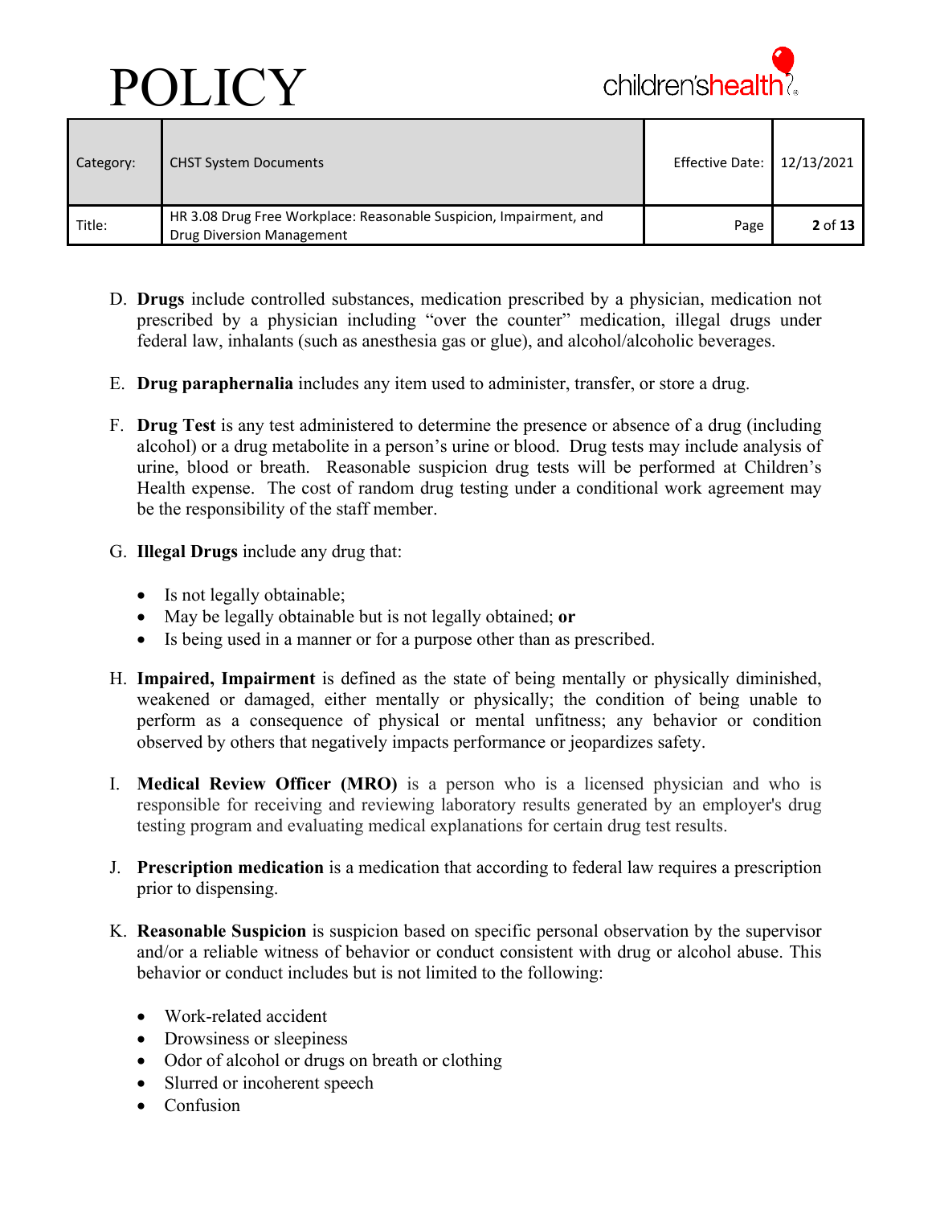D. **Drugs** include controlled substances, medication prescribed by a physician, medication not prescribed by a physician including "over the counter" medication, illegal drugs under federal law, inhalants (such as anesthesia gas or glue), and alcohol/alcoholic beverages.

E. **Drug paraphernalia** includes any item used to administer, transfer, or store a drug.

F. **Drug Test** is any test administered to determine the presence or absence of a drug (including alcohol) or a drug metabolite in a person's urine or blood. Drug tests may include analysis of urine, blood or breath. Reasonable suspicion drug tests will be performed at Children's Health expense. The cost of random drug testing under a conditional work agreement may be the responsibility of the staff member.

G. **Illegal Drugs** include any drug that:

- Is not legally obtainable;
- May be legally obtainable but is not legally obtained; **or**
- Is being used in a manner or for a purpose other than as prescribed.

H. **Impaired, Impairment** is defined as the state of being mentally or physically diminished, weakened or damaged, either mentally or physically; the condition of being unable to perform as a consequence of physical or mental unfitness; any behavior or condition observed by others that negatively impacts performance or jeopardizes safety.

I. **Medical Review Officer (MRO)** is a person who is a licensed physician and who is responsible for receiving and reviewing laboratory results generated by an employer's drug testing program and evaluating medical explanations for certain drug test results.

J. **Prescription medication** is a medication that according to federal law requires a prescription prior to dispensing.

K. **Reasonable Suspicion** is suspicion based on specific personal observation by the supervisor and/or a reliable witness of behavior or conduct consistent with drug or alcohol abuse. This behavior or conduct includes but is not limited to the following:

- Work-related accident
- Drowsiness or sleepiness
- Odor of alcohol or drugs on breath or clothing
- Slurred or incoherent speech
- Confusion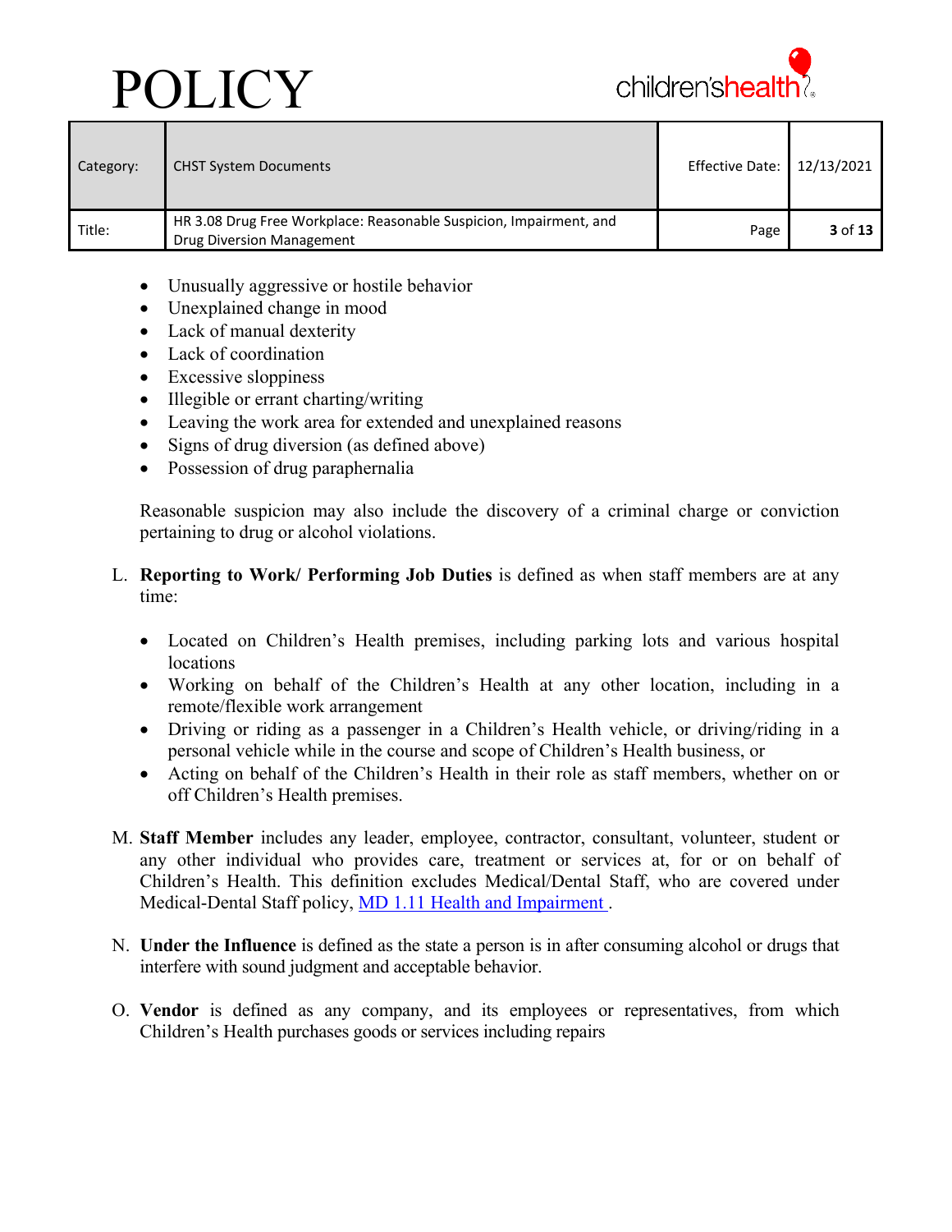- Unusually aggressive or hostile behavior
- Unexplained change in mood
- Lack of manual dexterity
- Lack of coordination
- Excessive sloppiness
- Illegible or errant charting/writing
- Leaving the work area for extended and unexplained reasons
- Signs of drug diversion (as defined above)
- Possession of drug paraphernalia

Reasonable suspicion may also include the discovery of a criminal charge or conviction pertaining to drug or alcohol violations.

L. **Reporting to Work/ Performing Job Duties** is defined as when staff members are at any time:

- Located on Children's Health premises, including parking lots and various hospital locations
- Working on behalf of the Children's Health at any other location, including in a remote/flexible work arrangement
- Driving or riding as a passenger in a Children's Health vehicle, or driving/riding in a personal vehicle while in the course and scope of Children's Health business, or
- Acting on behalf of the Children's Health in their role as staff members, whether on or off Children's Health premises.

M. **Staff Member** includes any leader, employee, contractor, consultant, volunteer, student or any other individual who provides care, treatment or services at, for or on behalf of Children's Health. This definition excludes Medical/Dental Staff, who are covered under Medical-Dental Staff policy, MD 1.11 Health and Impairment .

N. **Under the Influence** is defined as the state a person is in after consuming alcohol or drugs that interfere with sound judgment and acceptable behavior.

O. **Vendor** is defined as any company, and its employees or representatives, from which Children's Health purchases goods or services including repairs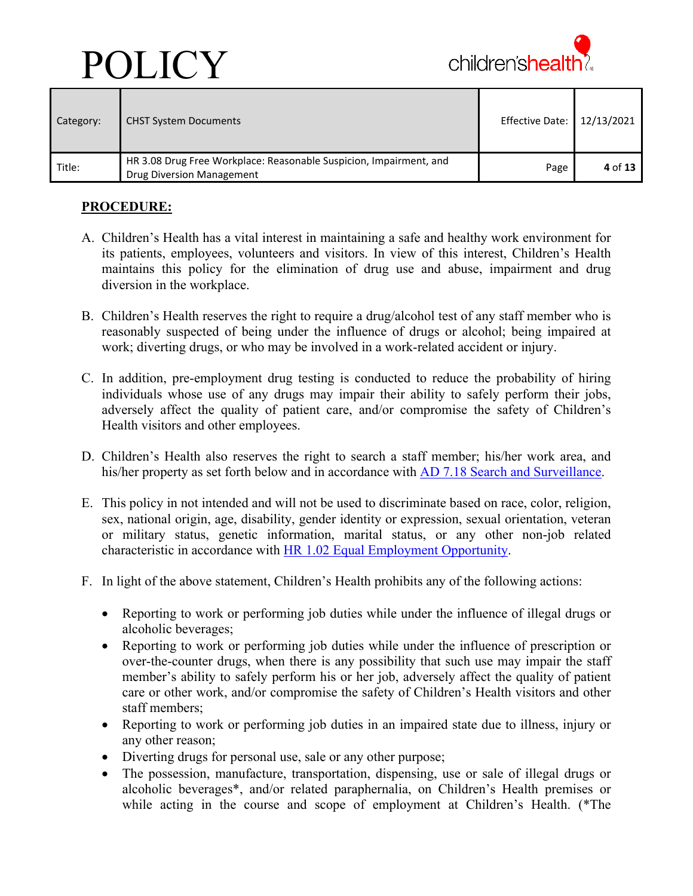**PROCEDURE:**

A. Children's Health has a vital interest in maintaining a safe and healthy work environment for its patients, employees, volunteers and visitors. In view of this interest, Children's Health maintains this policy for the elimination of drug use and abuse, impairment and drug diversion in the workplace.

B. Children's Health reserves the right to require a drug/alcohol test of any staff member who is reasonably suspected of being under the influence of drugs or alcohol; being impaired at work; diverting drugs, or who may be involved in a work-related accident or injury.

C. In addition, pre-employment drug testing is conducted to reduce the probability of hiring individuals whose use of any drugs may impair their ability to safely perform their jobs, adversely affect the quality of patient care, and/or compromise the safety of Children's Health visitors and other employees.

D. Children's Health also reserves the right to search a staff member; his/her work area, and his/her property as set forth below and in accordance with AD 7.18 Search and Surveillance.

E. This policy in not intended and will not be used to discriminate based on race, color, religion, sex, national origin, age, disability, gender identity or expression, sexual orientation, veteran or military status, genetic information, marital status, or any other non-job related characteristic in accordance with HR 1.02 Equal Employment Opportunity.

F. In light of the above statement, Children's Health prohibits any of the following actions:

- Reporting to work or performing job duties while under the influence of illegal drugs or alcoholic beverages;
- Reporting to work or performing job duties while under the influence of prescription or over-the-counter drugs, when there is any possibility that such use may impair the staff member's ability to safely perform his or her job, adversely affect the quality of patient care or other work, and/or compromise the safety of Children's Health visitors and other staff members;
- Reporting to work or performing job duties in an impaired state due to illness, injury or any other reason;
- Diverting drugs for personal use, sale or any other purpose;
- The possession, manufacture, transportation, dispensing, use or sale of illegal drugs or alcoholic beverages*, and/or related paraphernalia, on Children's Health premises or while acting in the course and scope of employment at Children's Health. (*The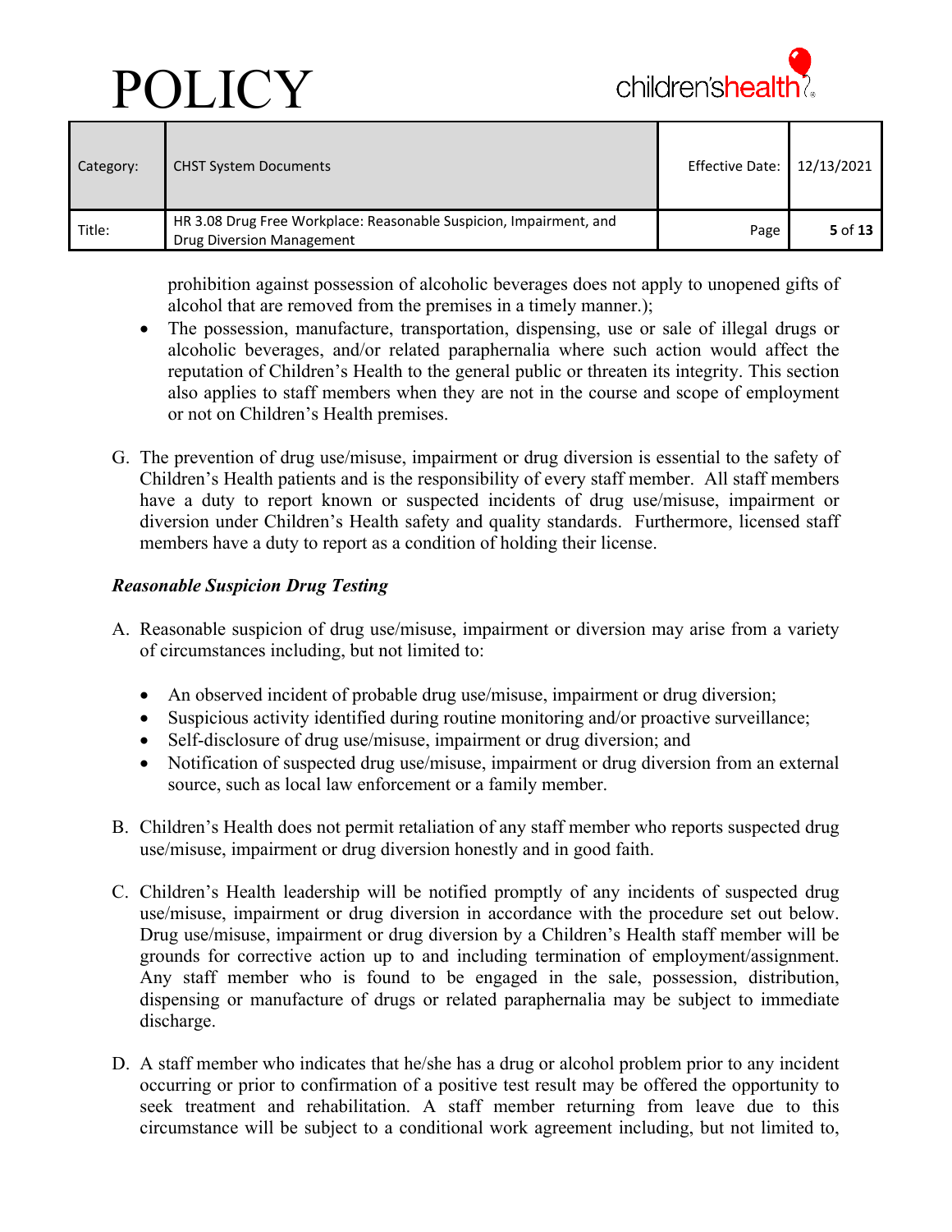prohibition against possession of alcoholic beverages does not apply to unopened gifts of alcohol that are removed from the premises in a timely manner.);

- The possession, manufacture, transportation, dispensing, use or sale of illegal drugs or alcoholic beverages, and/or related paraphernalia where such action would affect the reputation of Children's Health to the general public or threaten its integrity. This section also applies to staff members when they are not in the course and scope of employment or not on Children's Health premises.

G. The prevention of drug use/misuse, impairment or drug diversion is essential to the safety of Children's Health patients and is the responsibility of every staff member. All staff members have a duty to report known or suspected incidents of drug use/misuse, impairment or diversion under Children's Health safety and quality standards. Furthermore, licensed staff members have a duty to report as a condition of holding their license.

***Reasonable Suspicion Drug Testing***

A. Reasonable suspicion of drug use/misuse, impairment or diversion may arise from a variety of circumstances including, but not limited to:

- An observed incident of probable drug use/misuse, impairment or drug diversion;
- Suspicious activity identified during routine monitoring and/or proactive surveillance;
- Self-disclosure of drug use/misuse, impairment or drug diversion; and
- Notification of suspected drug use/misuse, impairment or drug diversion from an external source, such as local law enforcement or a family member.

B. Children's Health does not permit retaliation of any staff member who reports suspected drug use/misuse, impairment or drug diversion honestly and in good faith.

C. Children's Health leadership will be notified promptly of any incidents of suspected drug use/misuse, impairment or drug diversion in accordance with the procedure set out below. Drug use/misuse, impairment or drug diversion by a Children's Health staff member will be grounds for corrective action up to and including termination of employment/assignment. Any staff member who is found to be engaged in the sale, possession, distribution, dispensing or manufacture of drugs or related paraphernalia may be subject to immediate discharge.

D. A staff member who indicates that he/she has a drug or alcohol problem prior to any incident occurring or prior to confirmation of a positive test result may be offered the opportunity to seek treatment and rehabilitation. A staff member returning from leave due to this circumstance will be subject to a conditional work agreement including, but not limited to,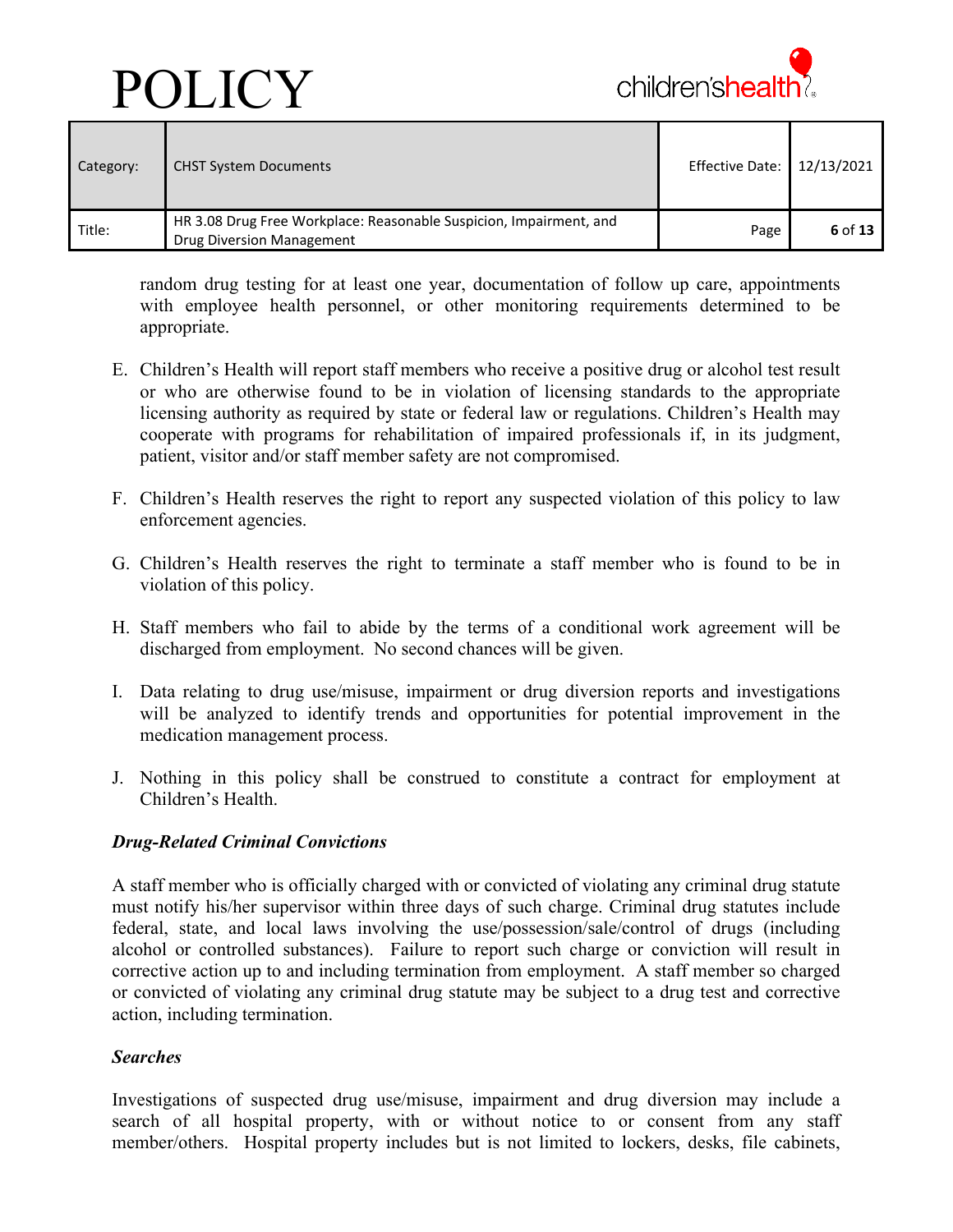random drug testing for at least one year, documentation of follow up care, appointments with employee health personnel, or other monitoring requirements determined to be appropriate.

E. Children's Health will report staff members who receive a positive drug or alcohol test result or who are otherwise found to be in violation of licensing standards to the appropriate licensing authority as required by state or federal law or regulations. Children's Health may cooperate with programs for rehabilitation of impaired professionals if, in its judgment, patient, visitor and/or staff member safety are not compromised.

F. Children's Health reserves the right to report any suspected violation of this policy to law enforcement agencies.

G. Children's Health reserves the right to terminate a staff member who is found to be in violation of this policy.

H. Staff members who fail to abide by the terms of a conditional work agreement will be discharged from employment. No second chances will be given.

I. Data relating to drug use/misuse, impairment or drug diversion reports and investigations will be analyzed to identify trends and opportunities for potential improvement in the medication management process.

J. Nothing in this policy shall be construed to constitute a contract for employment at Children's Health.

***Drug-Related Criminal Convictions***

A staff member who is officially charged with or convicted of violating any criminal drug statute must notify his/her supervisor within three days of such charge. Criminal drug statutes include federal, state, and local laws involving the use/possession/sale/control of drugs (including alcohol or controlled substances). Failure to report such charge or conviction will result in corrective action up to and including termination from employment. A staff member so charged or convicted of violating any criminal drug statute may be subject to a drug test and corrective action, including termination.

***Searches***

Investigations of suspected drug use/misuse, impairment and drug diversion may include a search of all hospital property, with or without notice to or consent from any staff member/others. Hospital property includes but is not limited to lockers, desks, file cabinets,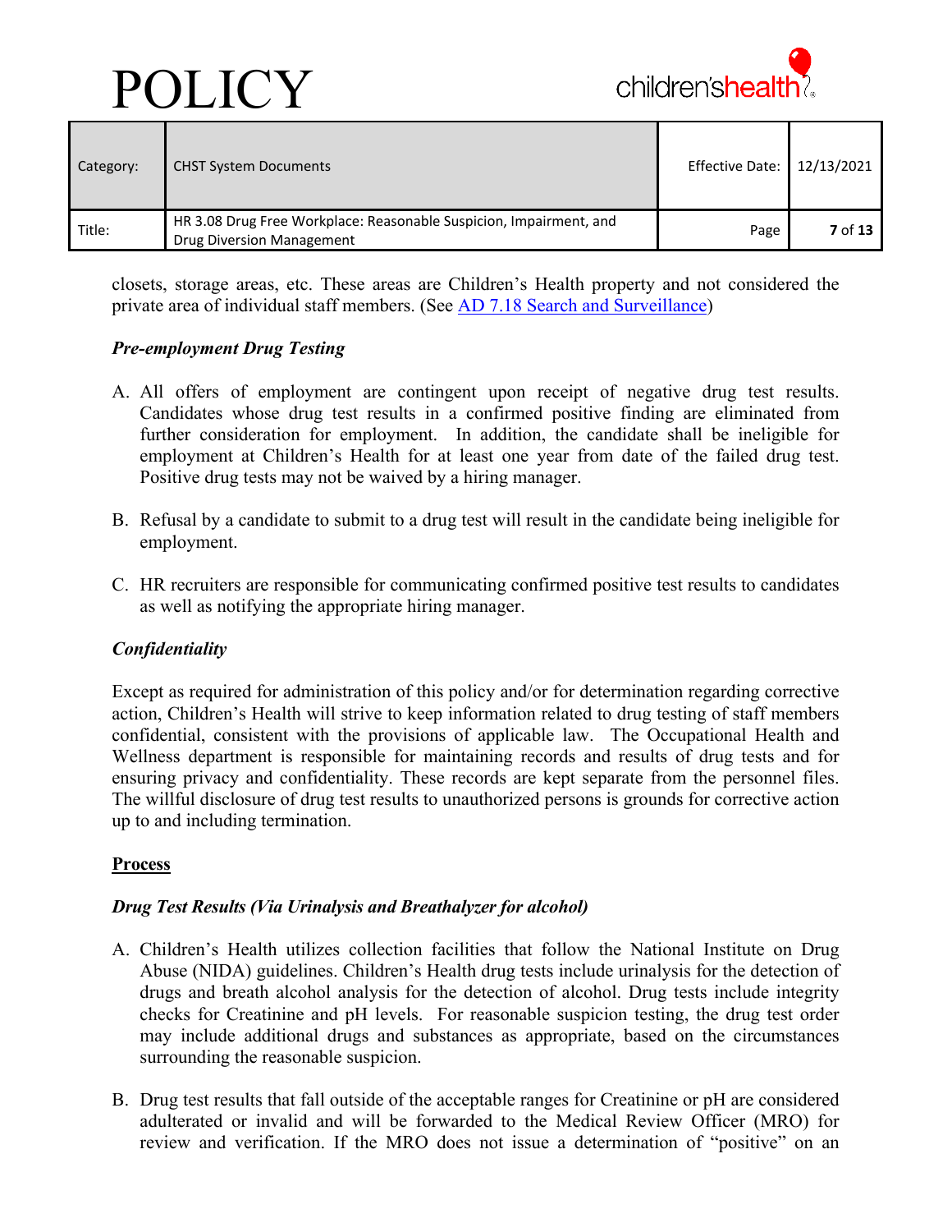closets, storage areas, etc. These areas are Children's Health property and not considered the private area of individual staff members. (See AD 7.18 Search and Surveillance)

***Pre-employment Drug Testing***

A. All offers of employment are contingent upon receipt of negative drug test results. Candidates whose drug test results in a confirmed positive finding are eliminated from further consideration for employment. In addition, the candidate shall be ineligible for employment at Children's Health for at least one year from date of the failed drug test. Positive drug tests may not be waived by a hiring manager.

B. Refusal by a candidate to submit to a drug test will result in the candidate being ineligible for employment.

C. HR recruiters are responsible for communicating confirmed positive test results to candidates as well as notifying the appropriate hiring manager.

***Confidentiality***

Except as required for administration of this policy and/or for determination regarding corrective action, Children's Health will strive to keep information related to drug testing of staff members confidential, consistent with the provisions of applicable law. The Occupational Health and Wellness department is responsible for maintaining records and results of drug tests and for ensuring privacy and confidentiality. These records are kept separate from the personnel files. The willful disclosure of drug test results to unauthorized persons is grounds for corrective action up to and including termination.

## Process

***Drug Test Results (Via Urinalysis and Breathalyzer for alcohol)***

A. Children's Health utilizes collection facilities that follow the National Institute on Drug Abuse (NIDA) guidelines. Children's Health drug tests include urinalysis for the detection of drugs and breath alcohol analysis for the detection of alcohol. Drug tests include integrity checks for Creatinine and pH levels. For reasonable suspicion testing, the drug test order may include additional drugs and substances as appropriate, based on the circumstances surrounding the reasonable suspicion.

B. Drug test results that fall outside of the acceptable ranges for Creatinine or pH are considered adulterated or invalid and will be forwarded to the Medical Review Officer (MRO) for review and verification. If the MRO does not issue a determination of "positive" on an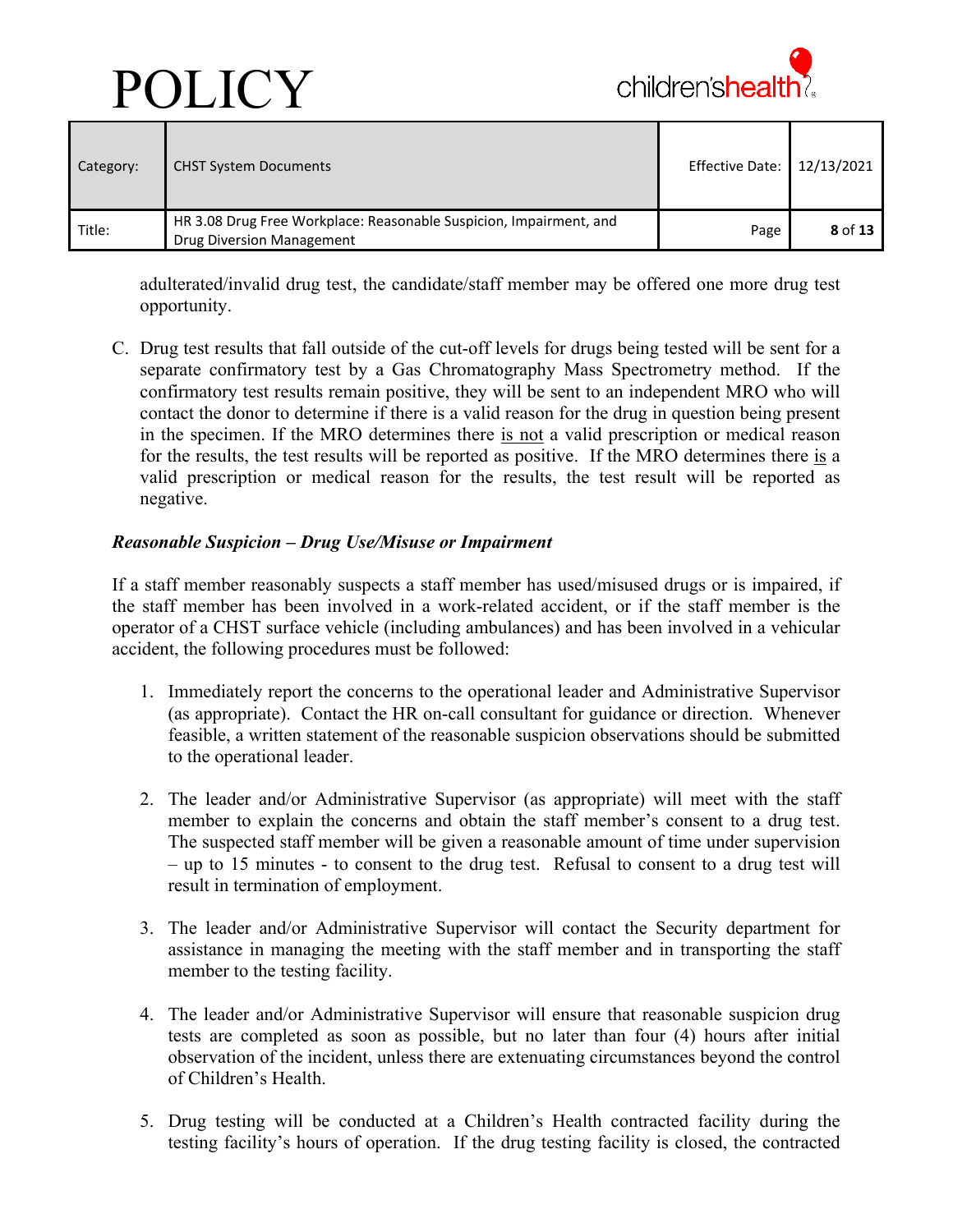adulterated/invalid drug test, the candidate/staff member may be offered one more drug test opportunity.

C. Drug test results that fall outside of the cut-off levels for drugs being tested will be sent for a separate confirmatory test by a Gas Chromatography Mass Spectrometry method. If the confirmatory test results remain positive, they will be sent to an independent MRO who will contact the donor to determine if there is a valid reason for the drug in question being present in the specimen. If the MRO determines there is not a valid prescription or medical reason for the results, the test results will be reported as positive. If the MRO determines there is a valid prescription or medical reason for the results, the test result will be reported as negative.

***Reasonable Suspicion – Drug Use/Misuse or Impairment***

If a staff member reasonably suspects a staff member has used/misused drugs or is impaired, if the staff member has been involved in a work-related accident, or if the staff member is the operator of a CHST surface vehicle (including ambulances) and has been involved in a vehicular accident, the following procedures must be followed:

1. Immediately report the concerns to the operational leader and Administrative Supervisor (as appropriate). Contact the HR on-call consultant for guidance or direction. Whenever feasible, a written statement of the reasonable suspicion observations should be submitted to the operational leader.

2. The leader and/or Administrative Supervisor (as appropriate) will meet with the staff member to explain the concerns and obtain the staff member's consent to a drug test. The suspected staff member will be given a reasonable amount of time under supervision – up to 15 minutes - to consent to the drug test. Refusal to consent to a drug test will result in termination of employment.

3. The leader and/or Administrative Supervisor will contact the Security department for assistance in managing the meeting with the staff member and in transporting the staff member to the testing facility.

4. The leader and/or Administrative Supervisor will ensure that reasonable suspicion drug tests are completed as soon as possible, but no later than four (4) hours after initial observation of the incident, unless there are extenuating circumstances beyond the control of Children's Health.

5. Drug testing will be conducted at a Children's Health contracted facility during the testing facility's hours of operation. If the drug testing facility is closed, the contracted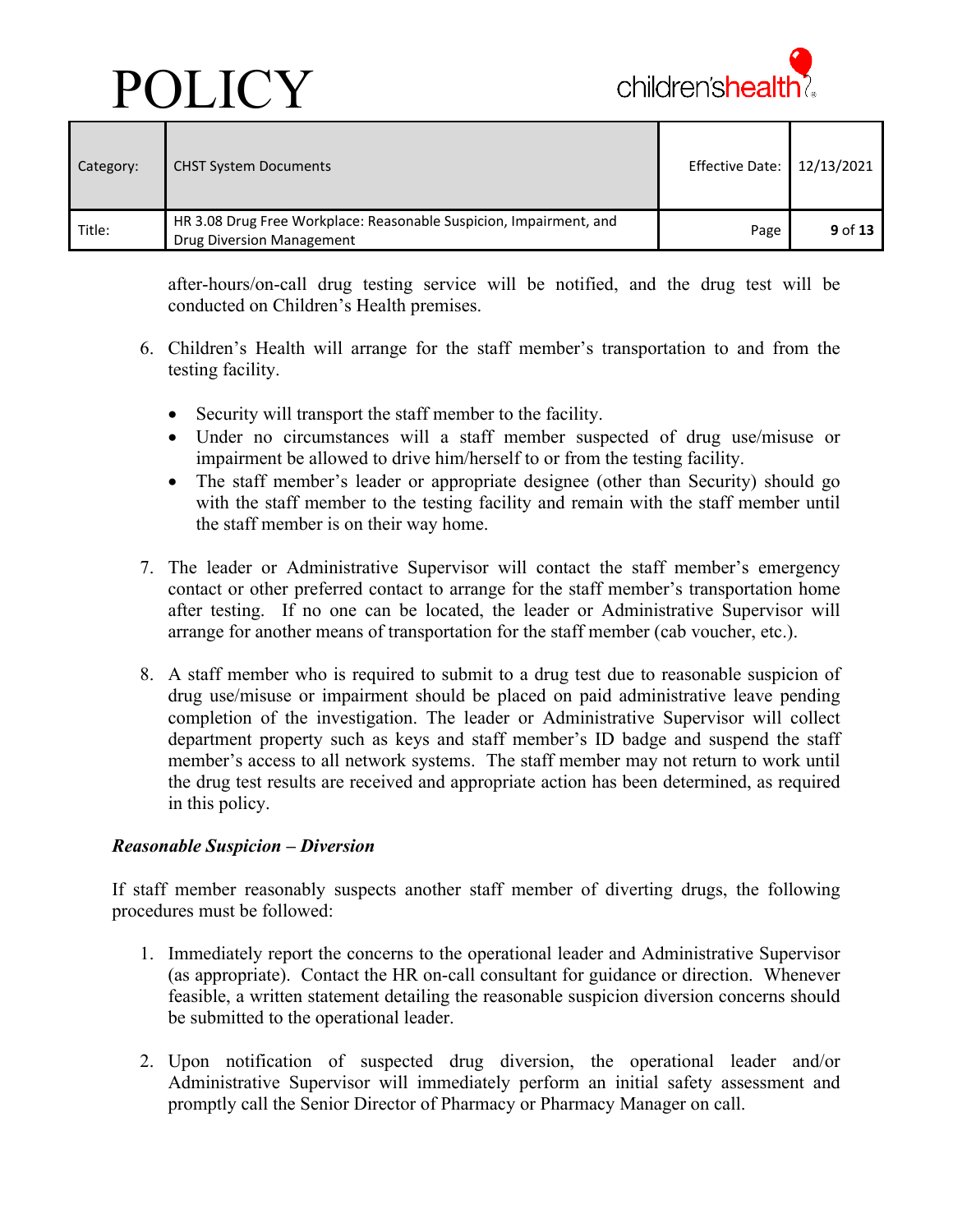after-hours/on-call drug testing service will be notified, and the drug test will be conducted on Children's Health premises.

6. Children's Health will arrange for the staff member's transportation to and from the testing facility.
   - Security will transport the staff member to the facility.
   - Under no circumstances will a staff member suspected of drug use/misuse or impairment be allowed to drive him/herself to or from the testing facility.
   - The staff member's leader or appropriate designee (other than Security) should go with the staff member to the testing facility and remain with the staff member until the staff member is on their way home.
7. The leader or Administrative Supervisor will contact the staff member's emergency contact or other preferred contact to arrange for the staff member's transportation home after testing. If no one can be located, the leader or Administrative Supervisor will arrange for another means of transportation for the staff member (cab voucher, etc.).
8. A staff member who is required to submit to a drug test due to reasonable suspicion of drug use/misuse or impairment should be placed on paid administrative leave pending completion of the investigation. The leader or Administrative Supervisor will collect department property such as keys and staff member's ID badge and suspend the staff member's access to all network systems. The staff member may not return to work until the drug test results are received and appropriate action has been determined, as required in this policy.

***Reasonable Suspicion – Diversion***

If staff member reasonably suspects another staff member of diverting drugs, the following procedures must be followed:

1. Immediately report the concerns to the operational leader and Administrative Supervisor (as appropriate). Contact the HR on-call consultant for guidance or direction. Whenever feasible, a written statement detailing the reasonable suspicion diversion concerns should be submitted to the operational leader.
2. Upon notification of suspected drug diversion, the operational leader and/or Administrative Supervisor will immediately perform an initial safety assessment and promptly call the Senior Director of Pharmacy or Pharmacy Manager on call.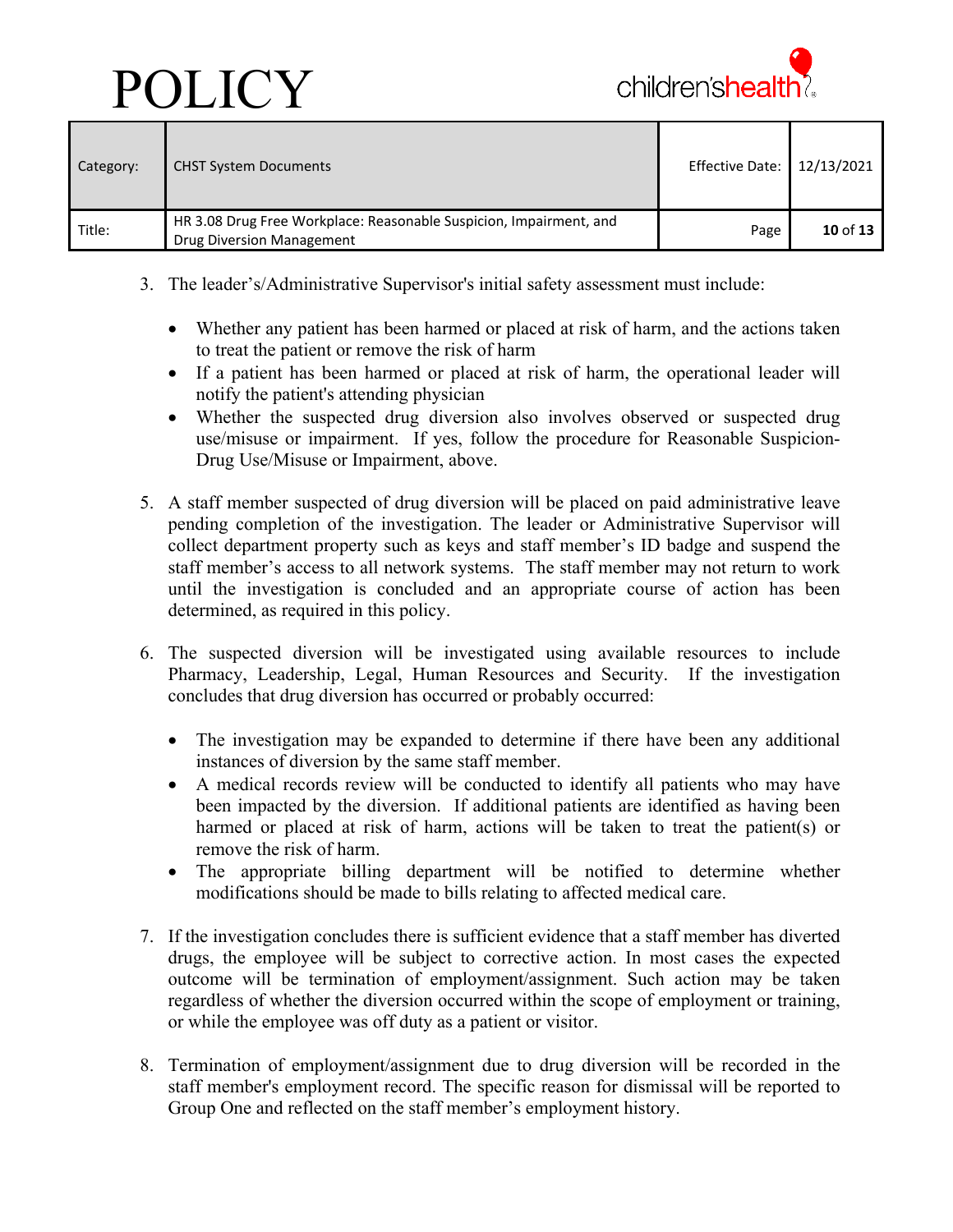3. The leader's/Administrative Supervisor's initial safety assessment must include:

   - Whether any patient has been harmed or placed at risk of harm, and the actions taken to treat the patient or remove the risk of harm
   - If a patient has been harmed or placed at risk of harm, the operational leader will notify the patient's attending physician
   - Whether the suspected drug diversion also involves observed or suspected drug use/misuse or impairment. If yes, follow the procedure for Reasonable Suspicion-Drug Use/Misuse or Impairment, above.

5. A staff member suspected of drug diversion will be placed on paid administrative leave pending completion of the investigation. The leader or Administrative Supervisor will collect department property such as keys and staff member's ID badge and suspend the staff member's access to all network systems. The staff member may not return to work until the investigation is concluded and an appropriate course of action has been determined, as required in this policy.

6. The suspected diversion will be investigated using available resources to include Pharmacy, Leadership, Legal, Human Resources and Security. If the investigation concludes that drug diversion has occurred or probably occurred:

   - The investigation may be expanded to determine if there have been any additional instances of diversion by the same staff member.
   - A medical records review will be conducted to identify all patients who may have been impacted by the diversion. If additional patients are identified as having been harmed or placed at risk of harm, actions will be taken to treat the patient(s) or remove the risk of harm.
   - The appropriate billing department will be notified to determine whether modifications should be made to bills relating to affected medical care.

7. If the investigation concludes there is sufficient evidence that a staff member has diverted drugs, the employee will be subject to corrective action. In most cases the expected outcome will be termination of employment/assignment. Such action may be taken regardless of whether the diversion occurred within the scope of employment or training, or while the employee was off duty as a patient or visitor.

8. Termination of employment/assignment due to drug diversion will be recorded in the staff member's employment record. The specific reason for dismissal will be reported to Group One and reflected on the staff member's employment history.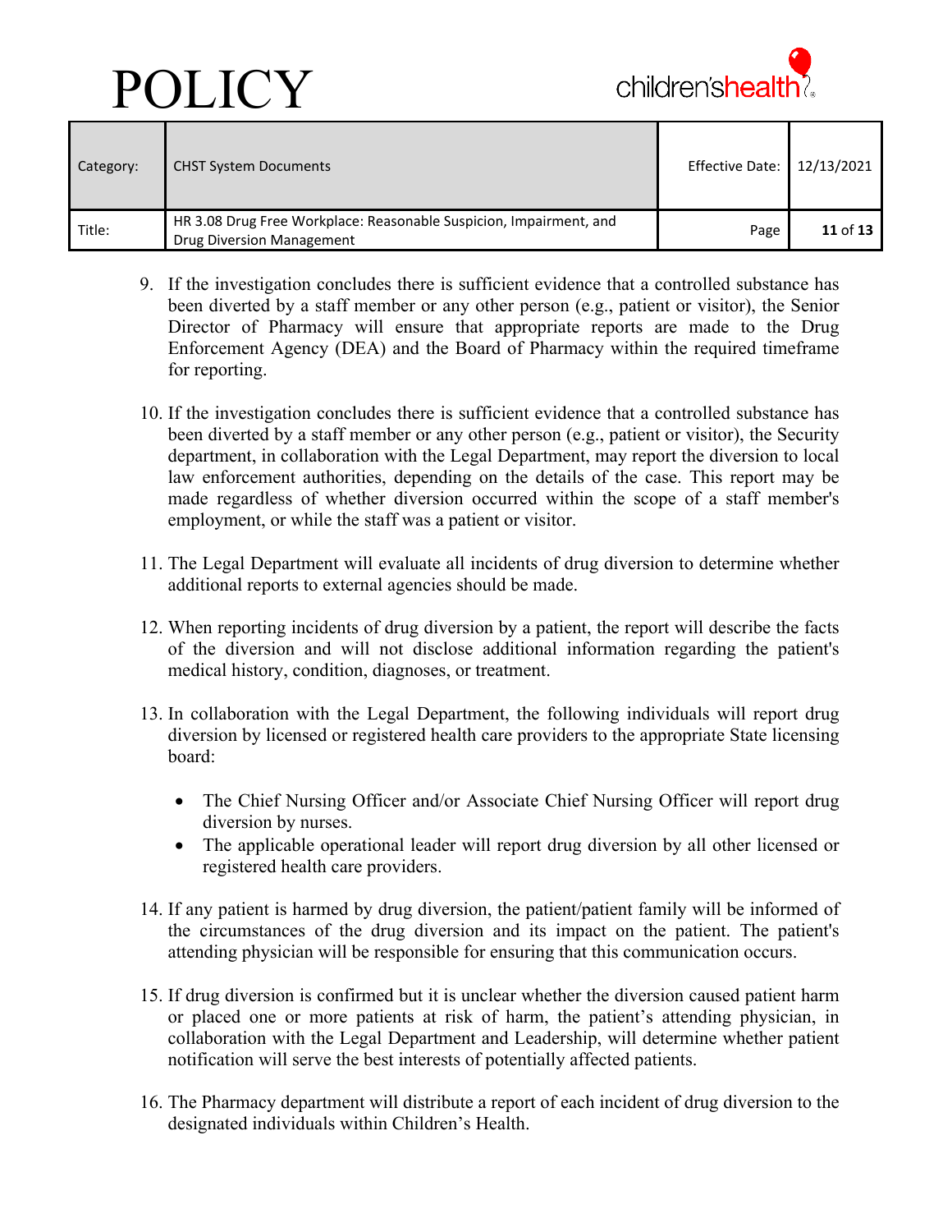9. If the investigation concludes there is sufficient evidence that a controlled substance has been diverted by a staff member or any other person (e.g., patient or visitor), the Senior Director of Pharmacy will ensure that appropriate reports are made to the Drug Enforcement Agency (DEA) and the Board of Pharmacy within the required timeframe for reporting.

10. If the investigation concludes there is sufficient evidence that a controlled substance has been diverted by a staff member or any other person (e.g., patient or visitor), the Security department, in collaboration with the Legal Department, may report the diversion to local law enforcement authorities, depending on the details of the case. This report may be made regardless of whether diversion occurred within the scope of a staff member's employment, or while the staff was a patient or visitor.

11. The Legal Department will evaluate all incidents of drug diversion to determine whether additional reports to external agencies should be made.

12. When reporting incidents of drug diversion by a patient, the report will describe the facts of the diversion and will not disclose additional information regarding the patient's medical history, condition, diagnoses, or treatment.

13. In collaboration with the Legal Department, the following individuals will report drug diversion by licensed or registered health care providers to the appropriate State licensing board:

    - The Chief Nursing Officer and/or Associate Chief Nursing Officer will report drug diversion by nurses.
    - The applicable operational leader will report drug diversion by all other licensed or registered health care providers.

14. If any patient is harmed by drug diversion, the patient/patient family will be informed of the circumstances of the drug diversion and its impact on the patient. The patient's attending physician will be responsible for ensuring that this communication occurs.

15. If drug diversion is confirmed but it is unclear whether the diversion caused patient harm or placed one or more patients at risk of harm, the patient's attending physician, in collaboration with the Legal Department and Leadership, will determine whether patient notification will serve the best interests of potentially affected patients.

16. The Pharmacy department will distribute a report of each incident of drug diversion to the designated individuals within Children's Health.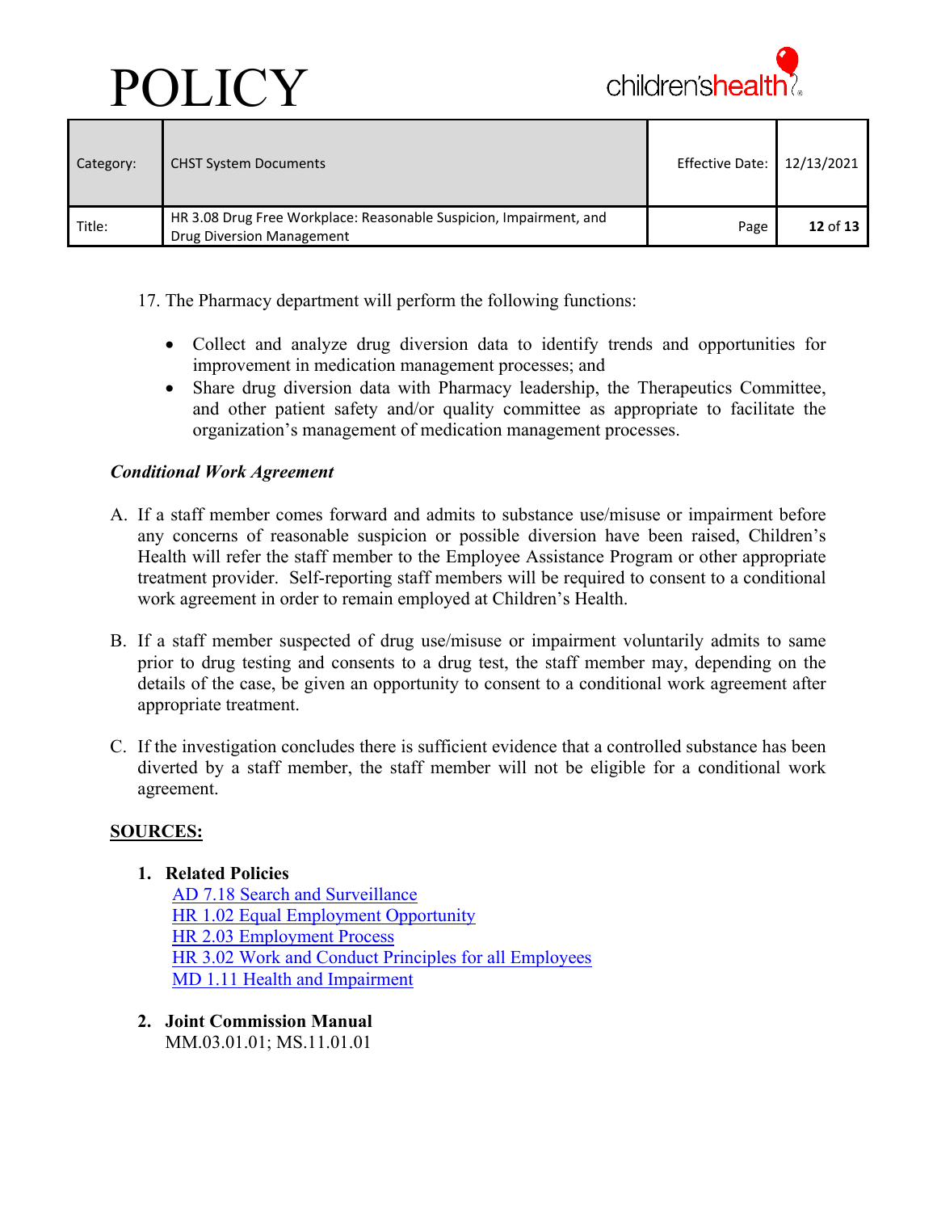17. The Pharmacy department will perform the following functions:

   - Collect and analyze drug diversion data to identify trends and opportunities for improvement in medication management processes; and
   - Share drug diversion data with Pharmacy leadership, the Therapeutics Committee, and other patient safety and/or quality committee as appropriate to facilitate the organization's management of medication management processes.

*Conditional Work Agreement*

A. If a staff member comes forward and admits to substance use/misuse or impairment before any concerns of reasonable suspicion or possible diversion have been raised, Children's Health will refer the staff member to the Employee Assistance Program or other appropriate treatment provider. Self-reporting staff members will be required to consent to a conditional work agreement in order to remain employed at Children's Health.

B. If a staff member suspected of drug use/misuse or impairment voluntarily admits to same prior to drug testing and consents to a drug test, the staff member may, depending on the details of the case, be given an opportunity to consent to a conditional work agreement after appropriate treatment.

C. If the investigation concludes there is sufficient evidence that a controlled substance has been diverted by a staff member, the staff member will not be eligible for a conditional work agreement.

**SOURCES:**

1. **Related Policies**
   AD 7.18 Search and Surveillance
   HR 1.02 Equal Employment Opportunity
   HR 2.03 Employment Process
   HR 3.02 Work and Conduct Principles for all Employees
   MD 1.11 Health and Impairment

2. **Joint Commission Manual**
   MM.03.01.01; MS.11.01.01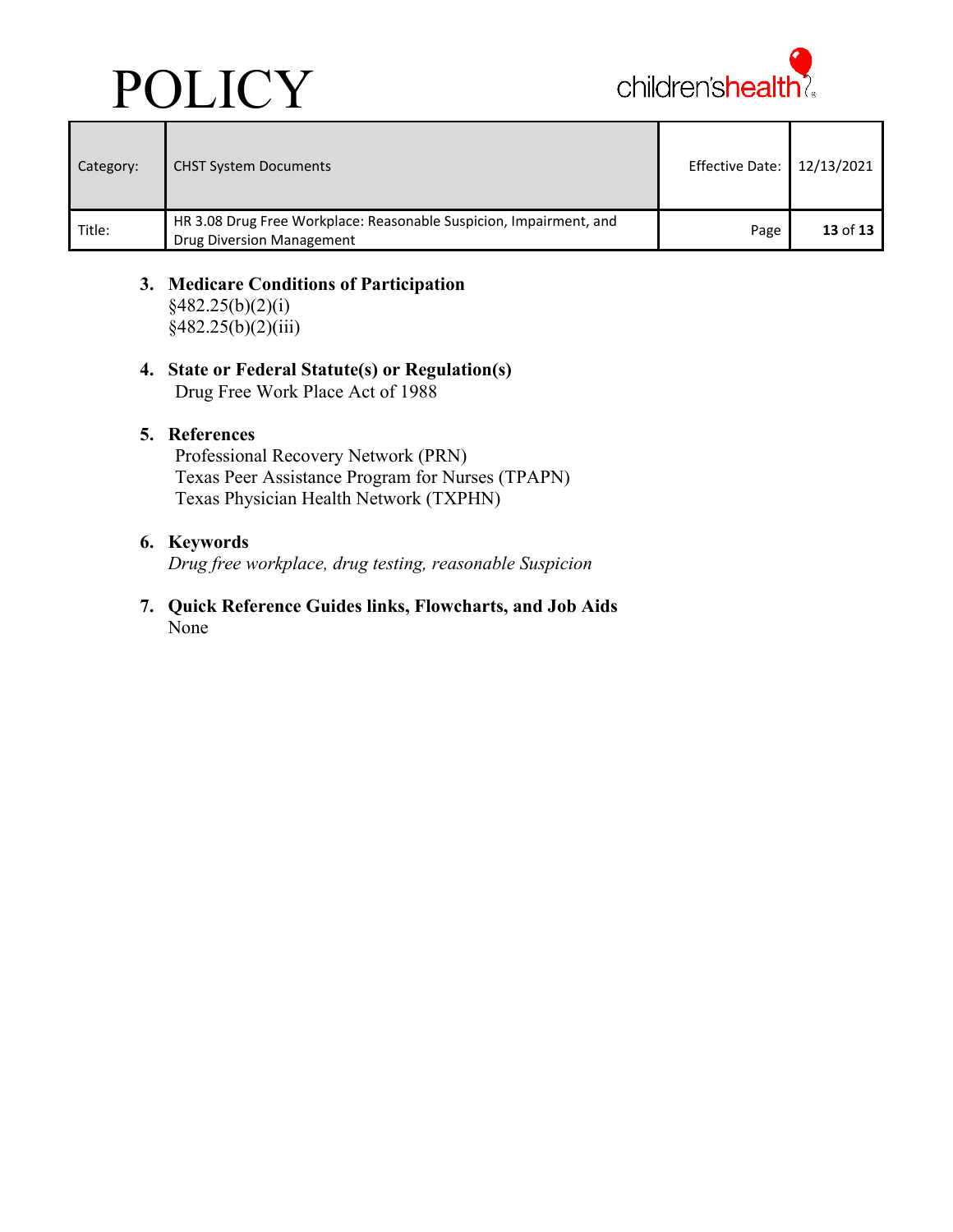3. **Medicare Conditions of Participation**
   §482.25(b)(2)(i)
   §482.25(b)(2)(iii)

4. **State or Federal Statute(s) or Regulation(s)**
   Drug Free Work Place Act of 1988

5. **References**
   Professional Recovery Network (PRN)
   Texas Peer Assistance Program for Nurses (TPAPN)
   Texas Physician Health Network (TXPHN)

6. **Keywords**
   *Drug free workplace, drug testing, reasonable Suspicion*

7. **Quick Reference Guides links, Flowcharts, and Job Aids**
   None